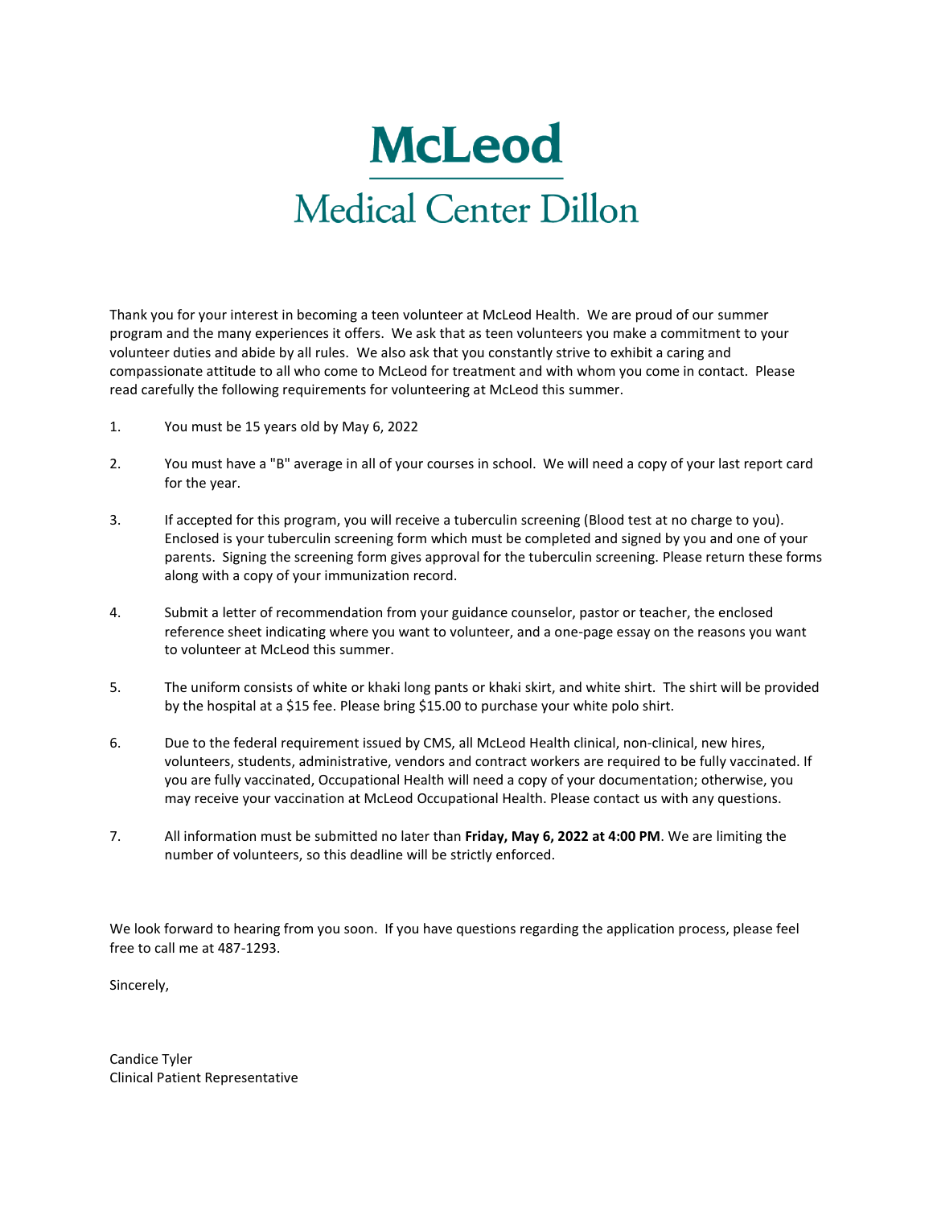# McLeod

## Medical Center Dillon

Thank you for your interest in becoming a teen volunteer at McLeod Health. We are proud of our summer program and the many experiences it offers. We ask that as teen volunteers you make a commitment to your volunteer duties and abide by all rules. We also ask that you constantly strive to exhibit a caring and compassionate attitude to all who come to McLeod for treatment and with whom you come in contact. Please read carefully the following requirements for volunteering at McLeod this summer.

1. You must be 15 years old by May 6, 2022

2. You must have a "B" average in all of your courses in school. We will need a copy of your last report card for the year.

3. If accepted for this program, you will receive a tuberculin screening (Blood test at no charge to you). Enclosed is your tuberculin screening form which must be completed and signed by you and one of your parents. Signing the screening form gives approval for the tuberculin screening. Please return these forms along with a copy of your immunization record.

4. Submit a letter of recommendation from your guidance counselor, pastor or teacher, the enclosed reference sheet indicating where you want to volunteer, and a one-page essay on the reasons you want to volunteer at McLeod this summer.

5. The uniform consists of white or khaki long pants or khaki skirt, and white shirt. The shirt will be provided by the hospital at a $15 fee. Please bring $15.00 to purchase your white polo shirt.

6. Due to the federal requirement issued by CMS, all McLeod Health clinical, non-clinical, new hires, volunteers, students, administrative, vendors and contract workers are required to be fully vaccinated. If you are fully vaccinated, Occupational Health will need a copy of your documentation; otherwise, you may receive your vaccination at McLeod Occupational Health. Please contact us with any questions.

7. All information must be submitted no later than **Friday, May 6, 2022 at 4:00 PM**. We are limiting the number of volunteers, so this deadline will be strictly enforced.

We look forward to hearing from you soon. If you have questions regarding the application process, please feel free to call me at 487-1293.

Sincerely,

Candice Tyler
Clinical Patient Representative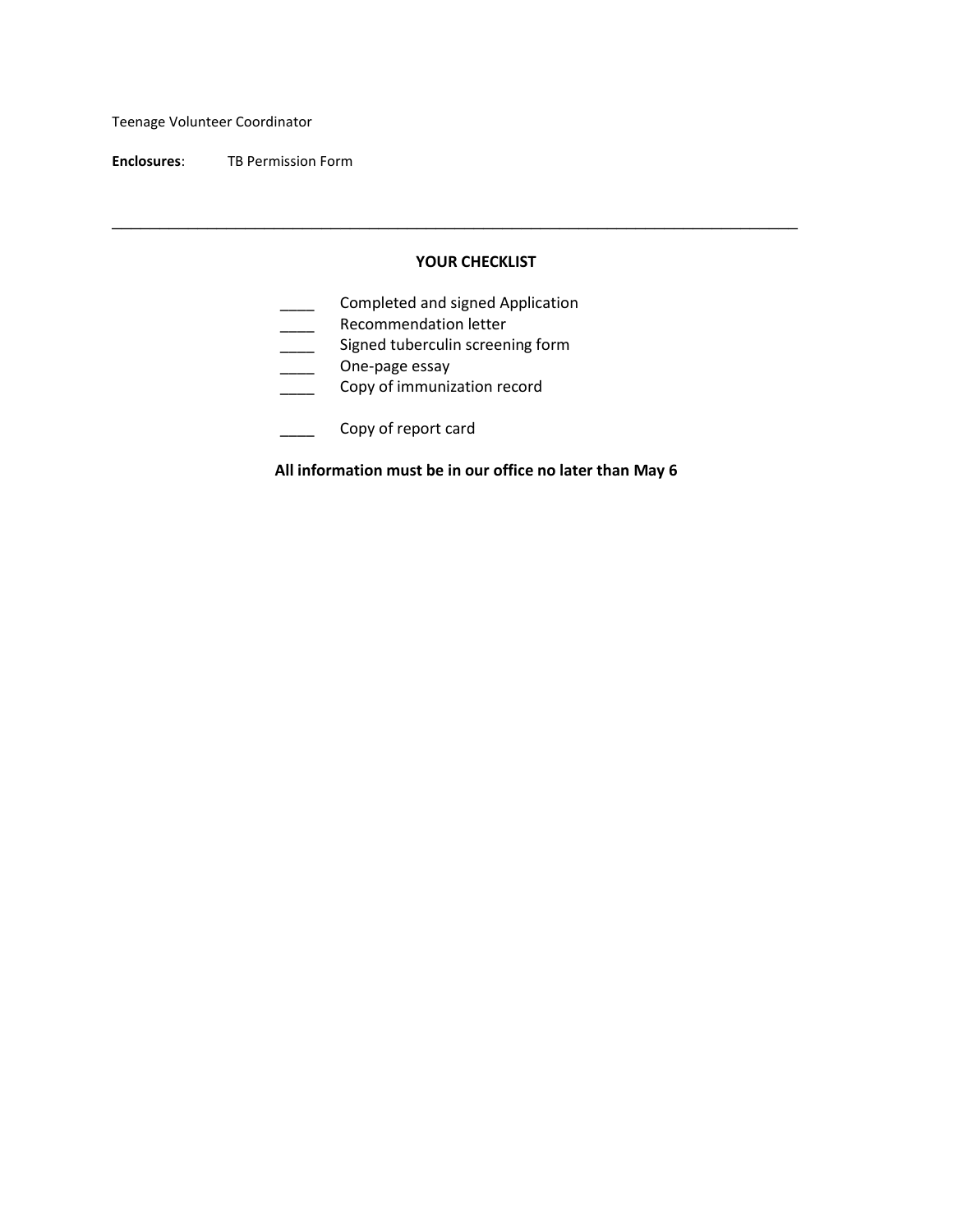Teenage Volunteer Coordinator

**Enclosures**: TB Permission Form

---

**YOUR CHECKLIST**

____ Completed and signed Application
____ Recommendation letter
____ Signed tuberculin screening form
____ One-page essay
____ Copy of immunization record

____ Copy of report card

**All information must be in our office no later than May 6**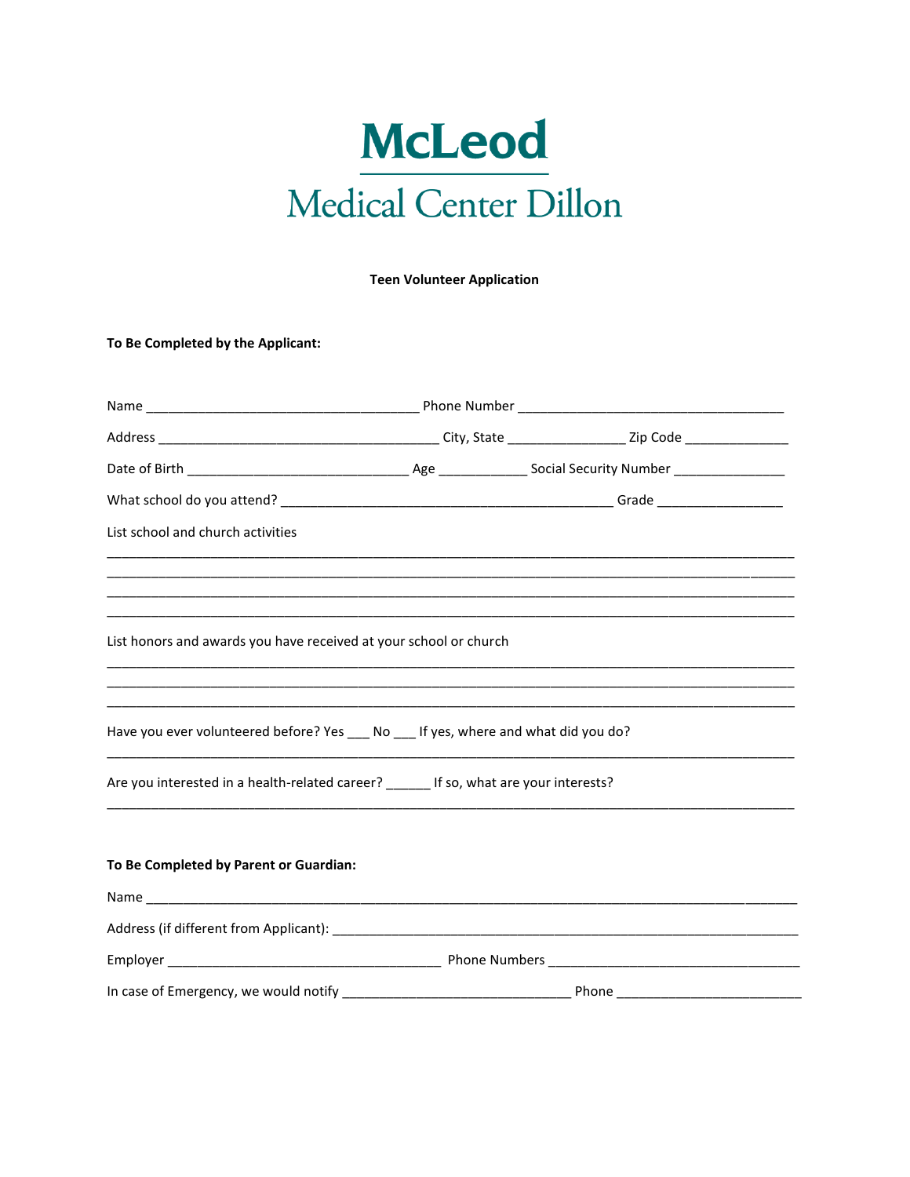# McLeod

## Medical Center Dillon

**Teen Volunteer Application**

**To Be Completed by the Applicant:**

Name ____________________________________ Phone Number ___________________________________

Address _____________________________________ City, State ________________ Zip Code ______________

Date of Birth _____________________________ Age ____________ Social Security Number _______________

What school do you attend? ____________________________________________ Grade _________________

List school and church activities

___________________________________________________________________________________________
___________________________________________________________________________________________
___________________________________________________________________________________________
___________________________________________________________________________________________

List honors and awards you have received at your school or church

___________________________________________________________________________________________
___________________________________________________________________________________________
___________________________________________________________________________________________

Have you ever volunteered before? Yes ___ No ___ If yes, where and what did you do?

___________________________________________________________________________________________

Are you interested in a health-related career? ______ If so, what are your interests?

___________________________________________________________________________________________

**To Be Completed by Parent or Guardian:**

Name ______________________________________________________________________________________

Address (if different from Applicant): _________________________________________________________

Employer ____________________________________ Phone Numbers ___________________________________

In case of Emergency, we would notify ______________________________ Phone _________________________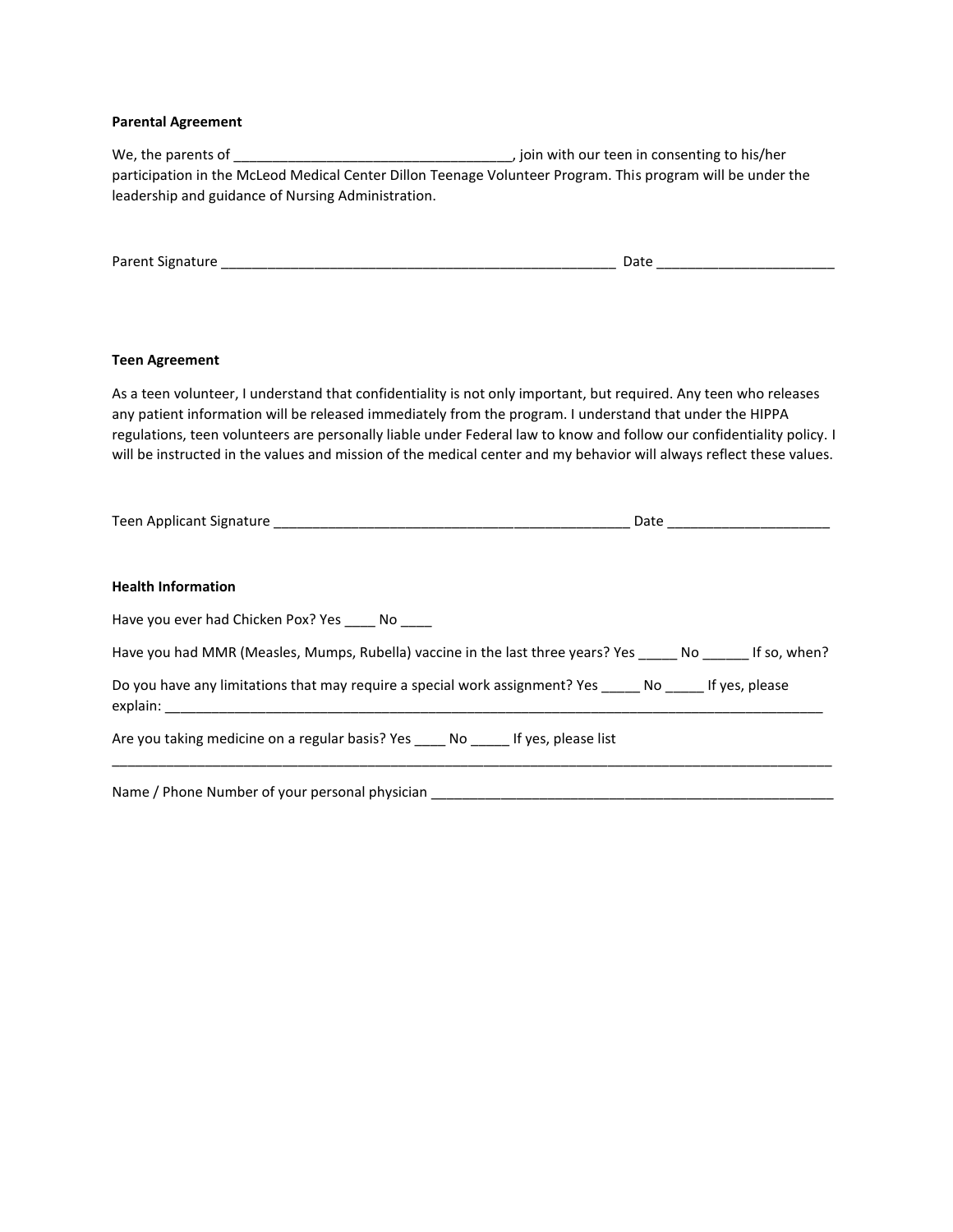**Parental Agreement**

We, the parents of ____________________________________, join with our teen in consenting to his/her participation in the McLeod Medical Center Dillon Teenage Volunteer Program. This program will be under the leadership and guidance of Nursing Administration.

Parent Signature _____________________________________________________ Date _______________________

**Teen Agreement**

As a teen volunteer, I understand that confidentiality is not only important, but required. Any teen who releases any patient information will be released immediately from the program. I understand that under the HIPPA regulations, teen volunteers are personally liable under Federal law to know and follow our confidentiality policy. I will be instructed in the values and mission of the medical center and my behavior will always reflect these values.

Teen Applicant Signature ________________________________________________ Date _____________________

**Health Information**

Have you ever had Chicken Pox? Yes ____ No ____

Have you had MMR (Measles, Mumps, Rubella) vaccine in the last three years? Yes _____ No ______ If so, when?

Do you have any limitations that may require a special work assignment? Yes _____ No _____ If yes, please explain: ______________________________________________________________________________________

Are you taking medicine on a regular basis? Yes ____ No _____ If yes, please list
____________________________________________________________________________________________________

Name / Phone Number of your personal physician _______________________________________________________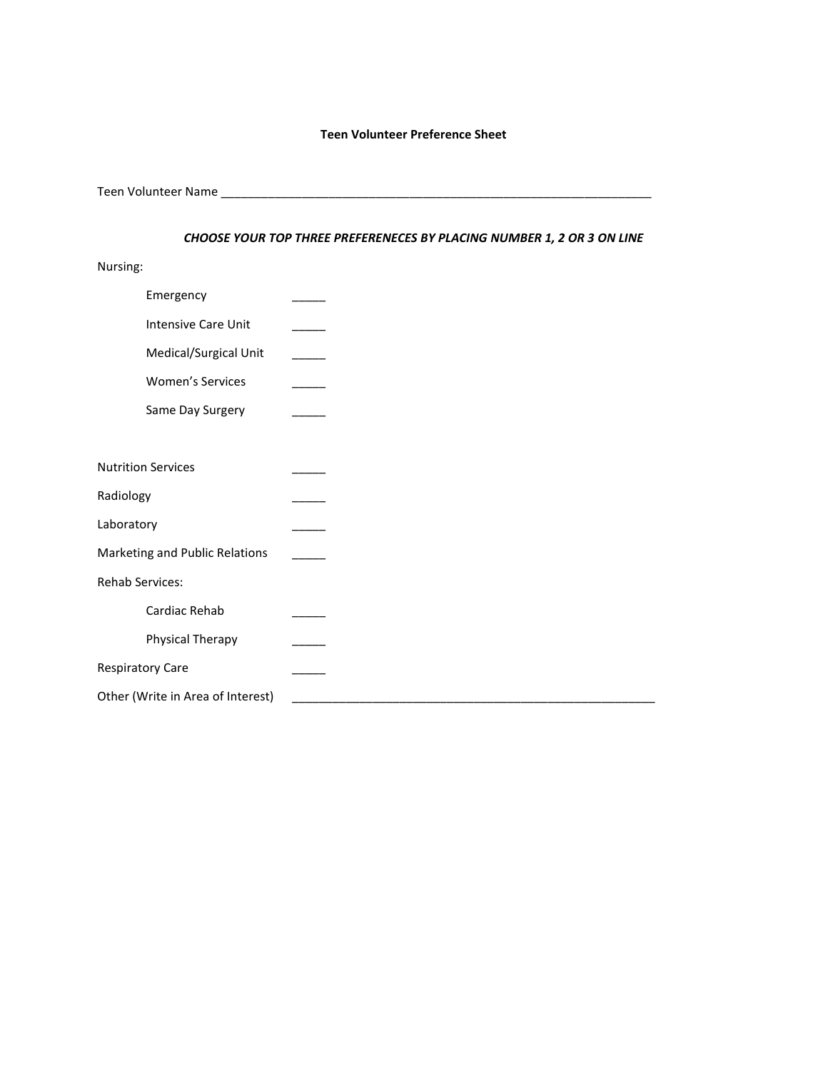**Teen Volunteer Preference Sheet**

Teen Volunteer Name ________________________________________________________________

***CHOOSE YOUR TOP THREE PREFERENECES BY PLACING NUMBER 1, 2 OR 3 ON LINE***

Nursing:

- Emergency _____
- Intensive Care Unit _____
- Medical/Surgical Unit _____
- Women's Services _____
- Same Day Surgery _____

Nutrition Services _____

Radiology _____

Laboratory _____

Marketing and Public Relations _____

Rehab Services:

- Cardiac Rehab _____
- Physical Therapy _____

Respiratory Care _____

Other (Write in Area of Interest) _________________________________________________________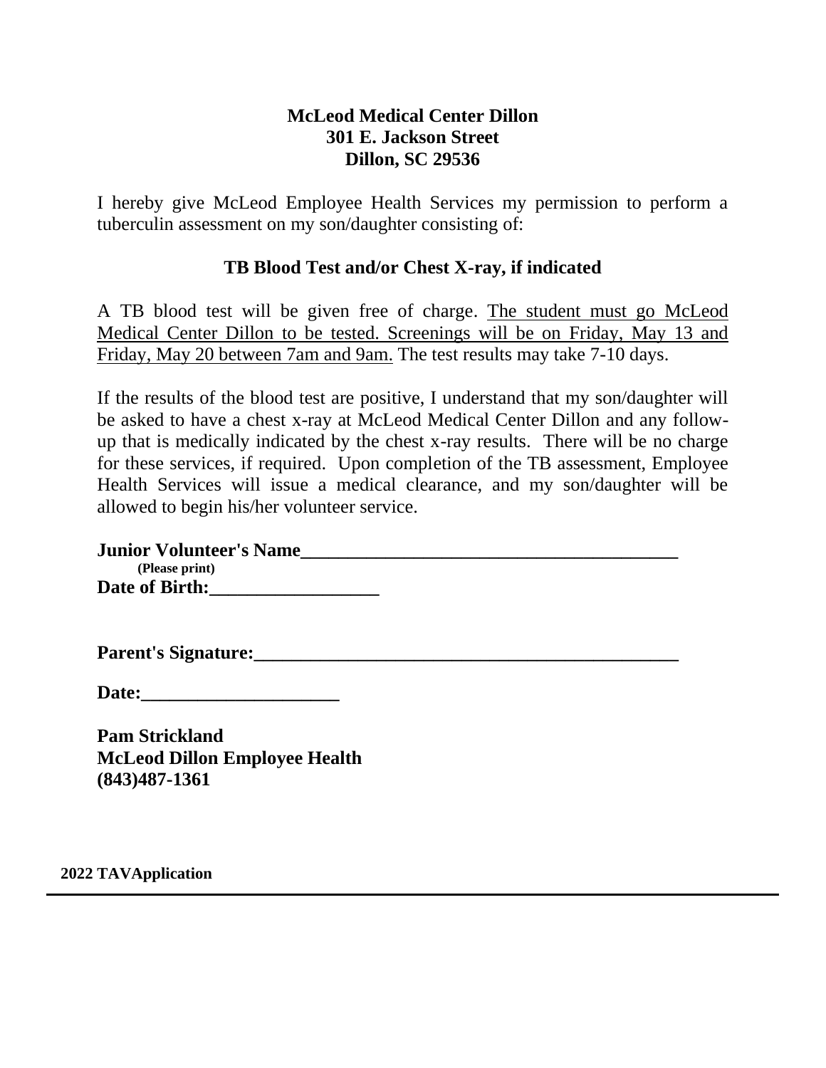**McLeod Medical Center Dillon**
**301 E. Jackson Street**
**Dillon, SC 29536**

I hereby give McLeod Employee Health Services my permission to perform a tuberculin assessment on my son/daughter consisting of:

**TB Blood Test and/or Chest X-ray, if indicated**

A TB blood test will be given free of charge. The student must go McLeod Medical Center Dillon to be tested. Screenings will be on Friday, May 13 and Friday, May 20 between 7am and 9am. The test results may take 7-10 days.

If the results of the blood test are positive, I understand that my son/daughter will be asked to have a chest x-ray at McLeod Medical Center Dillon and any follow-up that is medically indicated by the chest x-ray results. There will be no charge for these services, if required. Upon completion of the TB assessment, Employee Health Services will issue a medical clearance, and my son/daughter will be allowed to begin his/her volunteer service.

**Junior Volunteer's Name**________________________________________
**(Please print)**
**Date of Birth:**__________________

**Parent's Signature:**_______________________________________________

**Date:**_____________________

**Pam Strickland**
**McLeod Dillon Employee Health**
**(843)487-1361**

**2022 TAVApplication**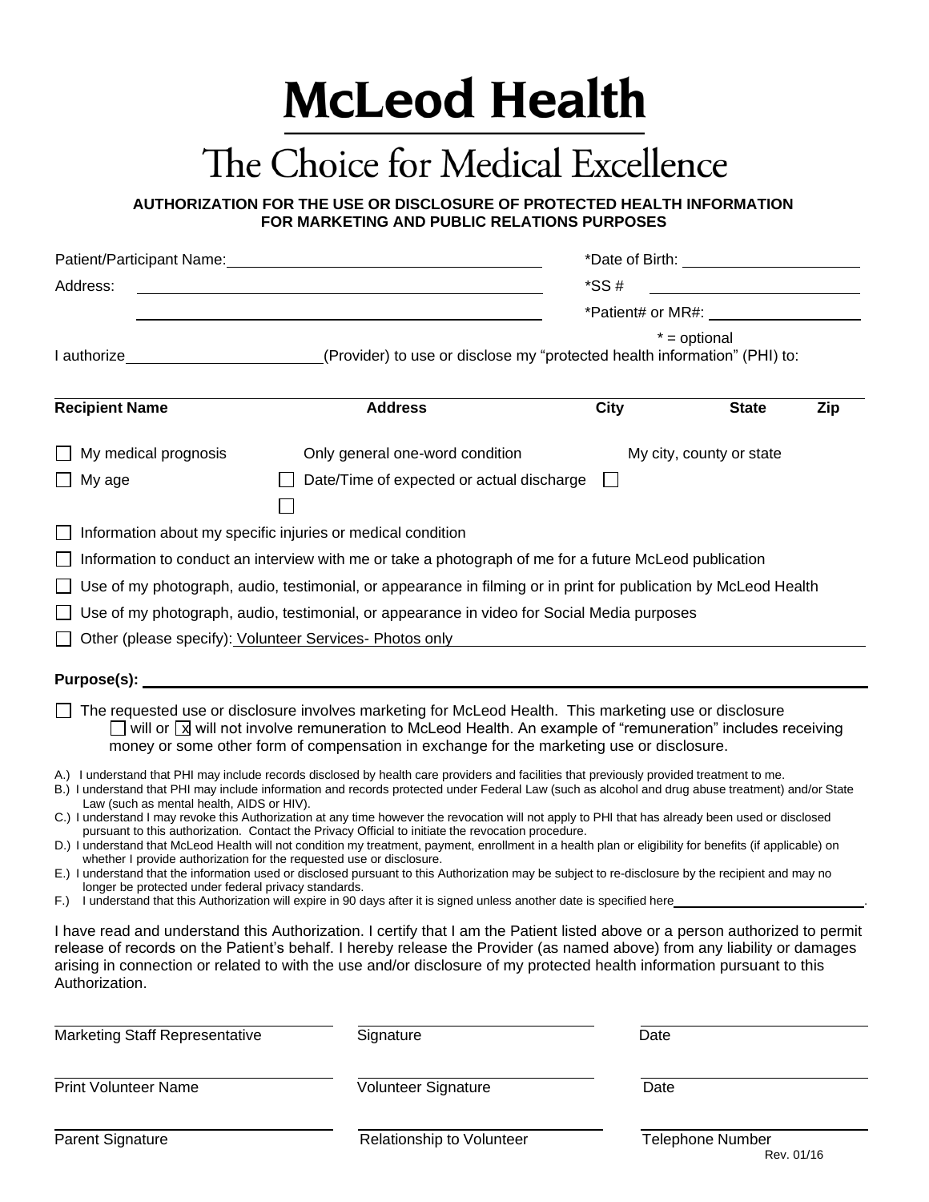# McLeod Health

## The Choice for Medical Excellence

**AUTHORIZATION FOR THE USE OR DISCLOSURE OF PROTECTED HEALTH INFORMATION FOR MARKETING AND PUBLIC RELATIONS PURPOSES**

Patient/Participant Name: ______________________ *Date of Birth: ______________

Address: ______________________ *SS # ______________

______________________ *Patient# or MR#: ______________

* = optional

I authorize ______________ (Provider) to use or disclose my "protected health information" (PHI) to:

| Recipient Name | Address | City | State | Zip |
|---|---|---|---|---|
| | | | | |

- ☐ My medical prognosis   Only general one-word condition   My city, county or state
- ☐ My age   ☐ Date/Time of expected or actual discharge   ☐
- ☐
- ☐ Information about my specific injuries or medical condition
- ☐ Information to conduct an interview with me or take a photograph of me for a future McLeod publication
- ☐ Use of my photograph, audio, testimonial, or appearance in filming or in print for publication by McLeod Health
- ☐ Use of my photograph, audio, testimonial, or appearance in video for Social Media purposes
- ☐ Other (please specify): Volunteer Services- Photos only

**Purpose(s):** ______________________

☐ The requested use or disclosure involves marketing for McLeod Health. This marketing use or disclosure ☐ will or ☒ will not involve remuneration to McLeod Health. An example of "remuneration" includes receiving money or some other form of compensation in exchange for the marketing use or disclosure.

A.) I understand that PHI may include records disclosed by health care providers and facilities that previously provided treatment to me.
B.) I understand that PHI may include information and records protected under Federal Law (such as alcohol and drug abuse treatment) and/or State Law (such as mental health, AIDS or HIV).
C.) I understand I may revoke this Authorization at any time however the revocation will not apply to PHI that has already been used or disclosed pursuant to this authorization. Contact the Privacy Official to initiate the revocation procedure.
D.) I understand that McLeod Health will not condition my treatment, payment, enrollment in a health plan or eligibility for benefits (if applicable) on whether I provide authorization for the requested use or disclosure.
E.) I understand that the information used or disclosed pursuant to this Authorization may be subject to re-disclosure by the recipient and may no longer be protected under federal privacy standards.
F.) I understand that this Authorization will expire in 90 days after it is signed unless another date is specified here______________.

I have read and understand this Authorization. I certify that I am the Patient listed above or a person authorized to permit release of records on the Patient's behalf. I hereby release the Provider (as named above) from any liability or damages arising in connection or related to with the use and/or disclosure of my protected health information pursuant to this Authorization.

| | | |
|---|---|---|
| Marketing Staff Representative | Signature | Date |
| Print Volunteer Name | Volunteer Signature | Date |
| Parent Signature | Relationship to Volunteer | Telephone Number |

Rev. 01/16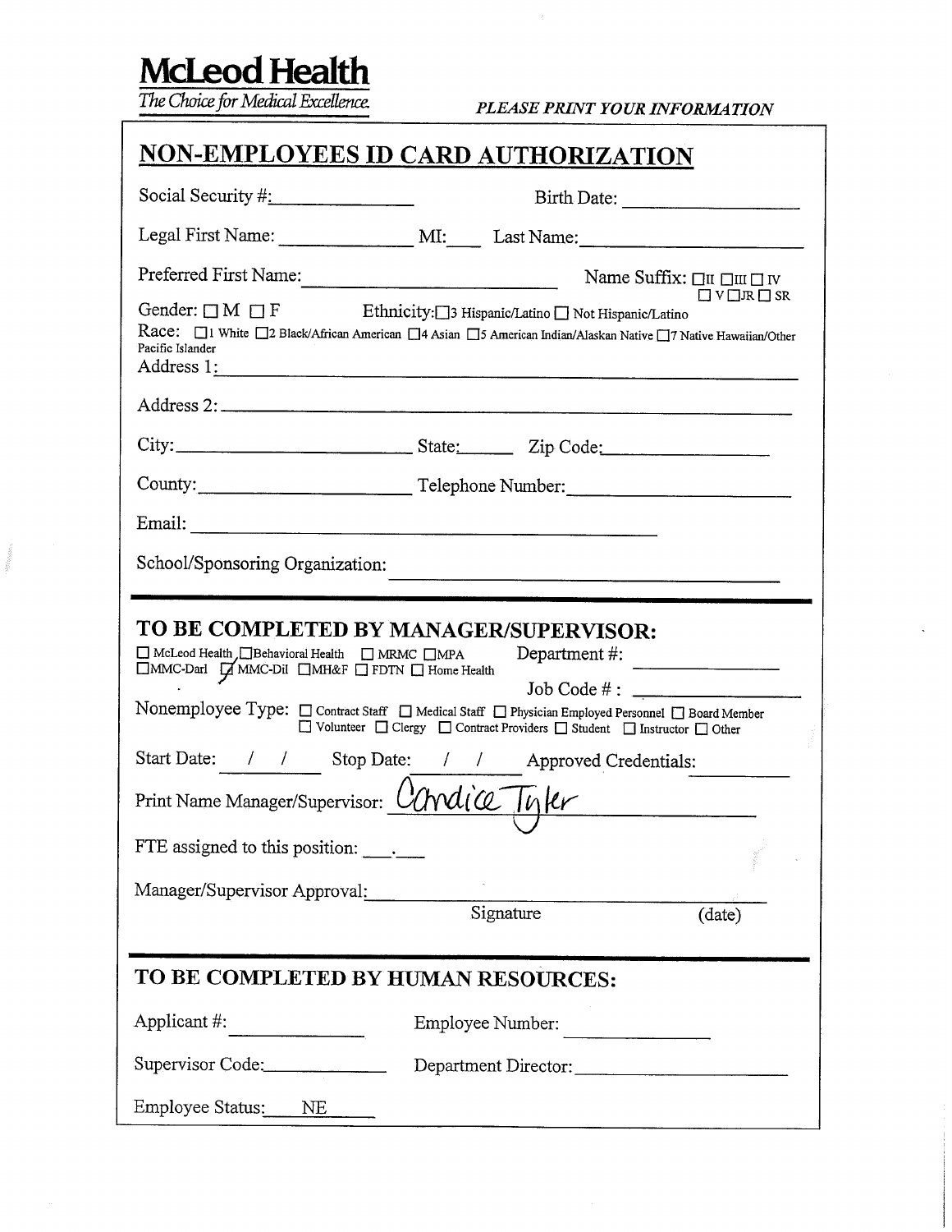**McLeod Health**
*The Choice for Medical Excellence.*

*PLEASE PRINT YOUR INFORMATION*

# NON-EMPLOYEES ID CARD AUTHORIZATION

Social Security #: \_\_\_\_\_\_\_\_\_\_\_\_\_\_ Birth Date: \_\_\_\_\_\_\_\_\_\_\_\_\_\_\_\_

Legal First Name: \_\_\_\_\_\_\_\_\_\_\_\_ MI: \_\_\_\_ Last Name: \_\_\_\_\_\_\_\_\_\_\_\_\_\_\_\_\_\_\_\_

Preferred First Name: \_\_\_\_\_\_\_\_\_\_\_\_\_\_\_\_\_\_\_\_\_\_\_\_ Name Suffix: ☐ II ☐ III ☐ IV ☐ V ☐ JR ☐ SR

Gender: ☐ M ☐ F Ethnicity: ☐ 3 Hispanic/Latino ☐ Not Hispanic/Latino

Race: ☐ 1 White ☐ 2 Black/African American ☐ 4 Asian ☐ 5 American Indian/Alaskan Native ☐ 7 Native Hawaiian/Other Pacific Islander

Address 1: \_\_\_\_\_\_\_\_\_\_\_\_\_\_\_\_\_\_\_\_\_\_\_\_\_\_\_\_\_\_\_\_\_\_\_\_\_\_\_\_\_\_\_\_\_\_\_\_

Address 2: \_\_\_\_\_\_\_\_\_\_\_\_\_\_\_\_\_\_\_\_\_\_\_\_\_\_\_\_\_\_\_\_\_\_\_\_\_\_\_\_\_\_\_\_\_\_\_\_

City: \_\_\_\_\_\_\_\_\_\_\_\_\_\_\_\_\_\_\_\_\_\_ State: \_\_\_\_\_\_ Zip Code: \_\_\_\_\_\_\_\_\_\_\_\_\_\_\_\_

County: \_\_\_\_\_\_\_\_\_\_\_\_\_\_\_\_\_\_\_\_\_\_ Telephone Number: \_\_\_\_\_\_\_\_\_\_\_\_\_\_\_\_\_\_\_\_\_\_

Email: \_\_\_\_\_\_\_\_\_\_\_\_\_\_\_\_\_\_\_\_\_\_\_\_\_\_\_\_\_\_\_\_\_\_\_\_\_\_\_\_\_\_\_\_

School/Sponsoring Organization: \_\_\_\_\_\_\_\_\_\_\_\_\_\_\_\_\_\_\_\_\_\_\_\_\_\_\_\_\_\_\_\_\_\_\_\_

---

## TO BE COMPLETED BY MANAGER/SUPERVISOR:

☐ McLeod Health ☐ Behavioral Health ☐ MRMC ☐ MPA ☐ MMC-Darl ☑ MMC-Dil ☐ MH&F ☐ FDTN ☐ Home Health

Department #: \_\_\_\_\_\_\_\_\_\_\_\_\_\_\_\_

Job Code # : \_\_\_\_\_\_\_\_\_\_\_\_\_\_\_\_

Nonemployee Type: ☐ Contract Staff ☐ Medical Staff ☐ Physician Employed Personnel ☐ Board Member ☐ Volunteer ☐ Clergy ☐ Contract Providers ☐ Student ☐ Instructor ☐ Other

Start Date: \_\_/\_\_/\_\_ Stop Date: \_\_/\_\_/\_\_ Approved Credentials: \_\_\_\_\_\_\_\_\_\_\_\_

Print Name Manager/Supervisor: Candice Tyler

FTE assigned to this position: \_\_\_.\_\_\_

Manager/Supervisor Approval: \_\_\_\_\_\_\_\_\_\_\_\_\_\_\_\_\_\_\_\_\_\_\_\_\_\_\_\_\_\_\_\_\_\_\_\_

Signature (date)

---

## TO BE COMPLETED BY HUMAN RESOURCES:

Applicant #: \_\_\_\_\_\_\_\_\_\_\_\_\_\_ Employee Number: \_\_\_\_\_\_\_\_\_\_\_\_\_\_

Supervisor Code: \_\_\_\_\_\_\_\_\_\_\_\_\_\_ Department Director: \_\_\_\_\_\_\_\_\_\_\_\_\_\_\_\_\_\_\_\_\_\_

Employee Status: NE